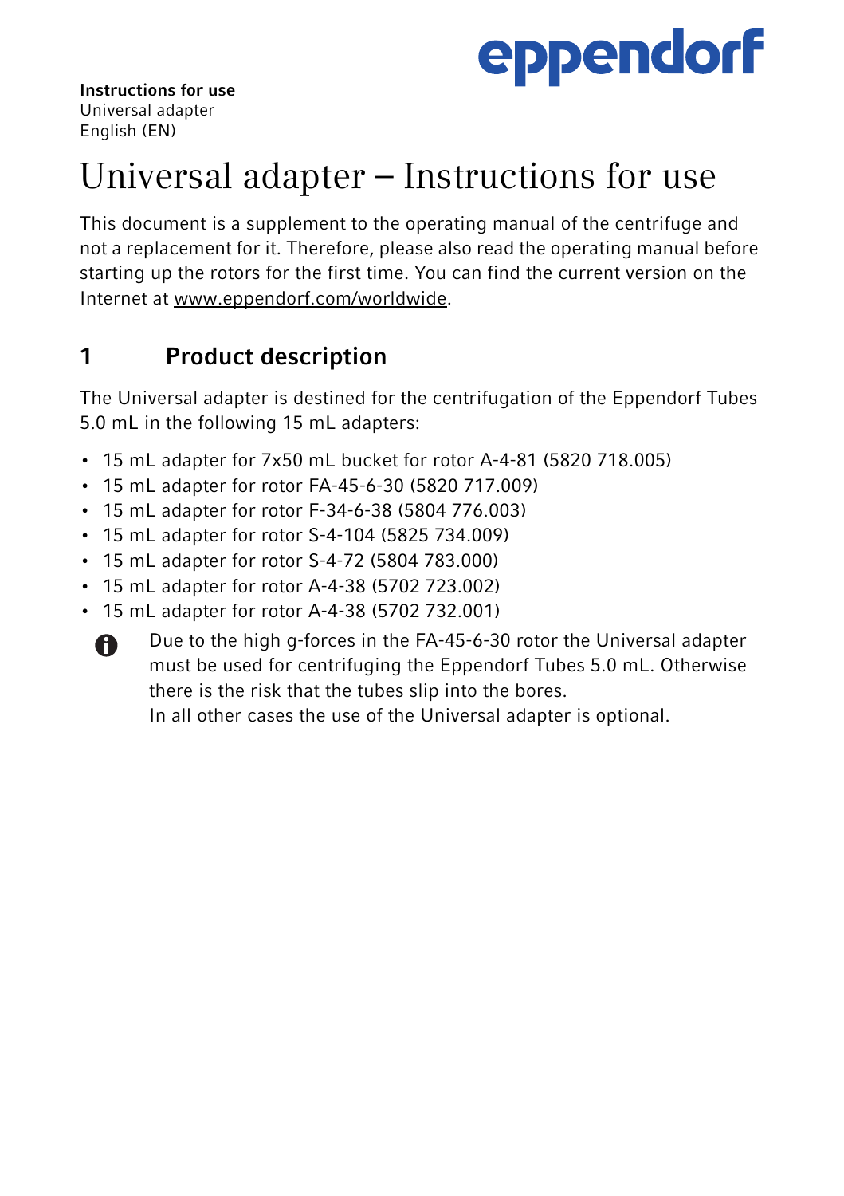**Instructions for use**
Universal adapter
English (EN)

# Universal adapter – Instructions for use

This document is a supplement to the operating manual of the centrifuge and not a replacement for it. Therefore, please also read the operating manual before starting up the rotors for the first time. You can find the current version on the Internet at www.eppendorf.com/worldwide.

## 1 Product description

The Universal adapter is destined for the centrifugation of the Eppendorf Tubes 5.0 mL in the following 15 mL adapters:

- 15 mL adapter for 7x50 mL bucket for rotor A-4-81 (5820 718.005)
- 15 mL adapter for rotor FA-45-6-30 (5820 717.009)
- 15 mL adapter for rotor F-34-6-38 (5804 776.003)
- 15 mL adapter for rotor S-4-104 (5825 734.009)
- 15 mL adapter for rotor S-4-72 (5804 783.000)
- 15 mL adapter for rotor A-4-38 (5702 723.002)
- 15 mL adapter for rotor A-4-38 (5702 732.001)

> Due to the high g-forces in the FA-45-6-30 rotor the Universal adapter must be used for centrifuging the Eppendorf Tubes 5.0 mL. Otherwise there is the risk that the tubes slip into the bores.
> In all other cases the use of the Universal adapter is optional.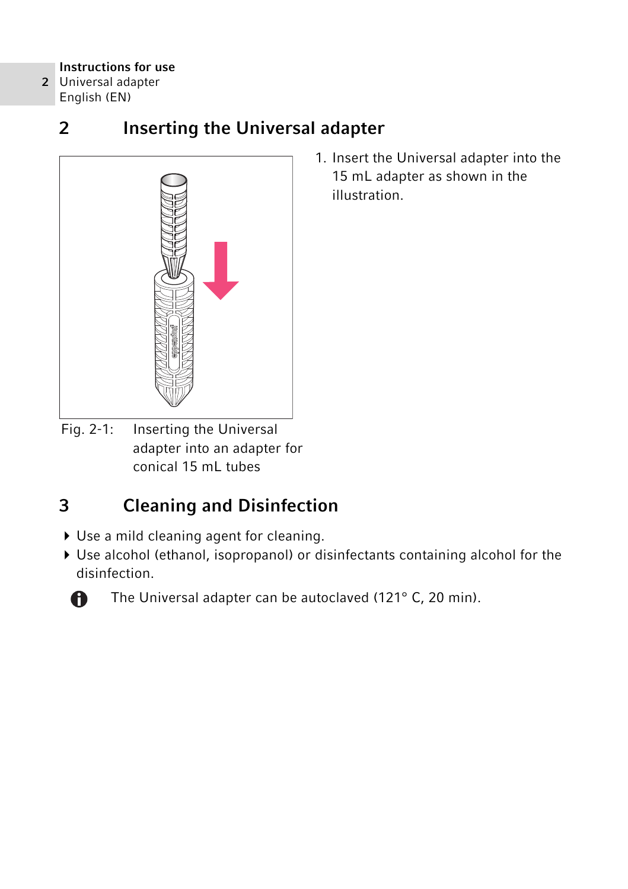## 2 Inserting the Universal adapter

1. Insert the Universal adapter into the 15 mL adapter as shown in the illustration.

Fig. 2-1: Inserting the Universal adapter into an adapter for conical 15 mL tubes

## 3 Cleaning and Disinfection

- Use a mild cleaning agent for cleaning.
- Use alcohol (ethanol, isopropanol) or disinfectants containing alcohol for the disinfection.

The Universal adapter can be autoclaved (121° C, 20 min).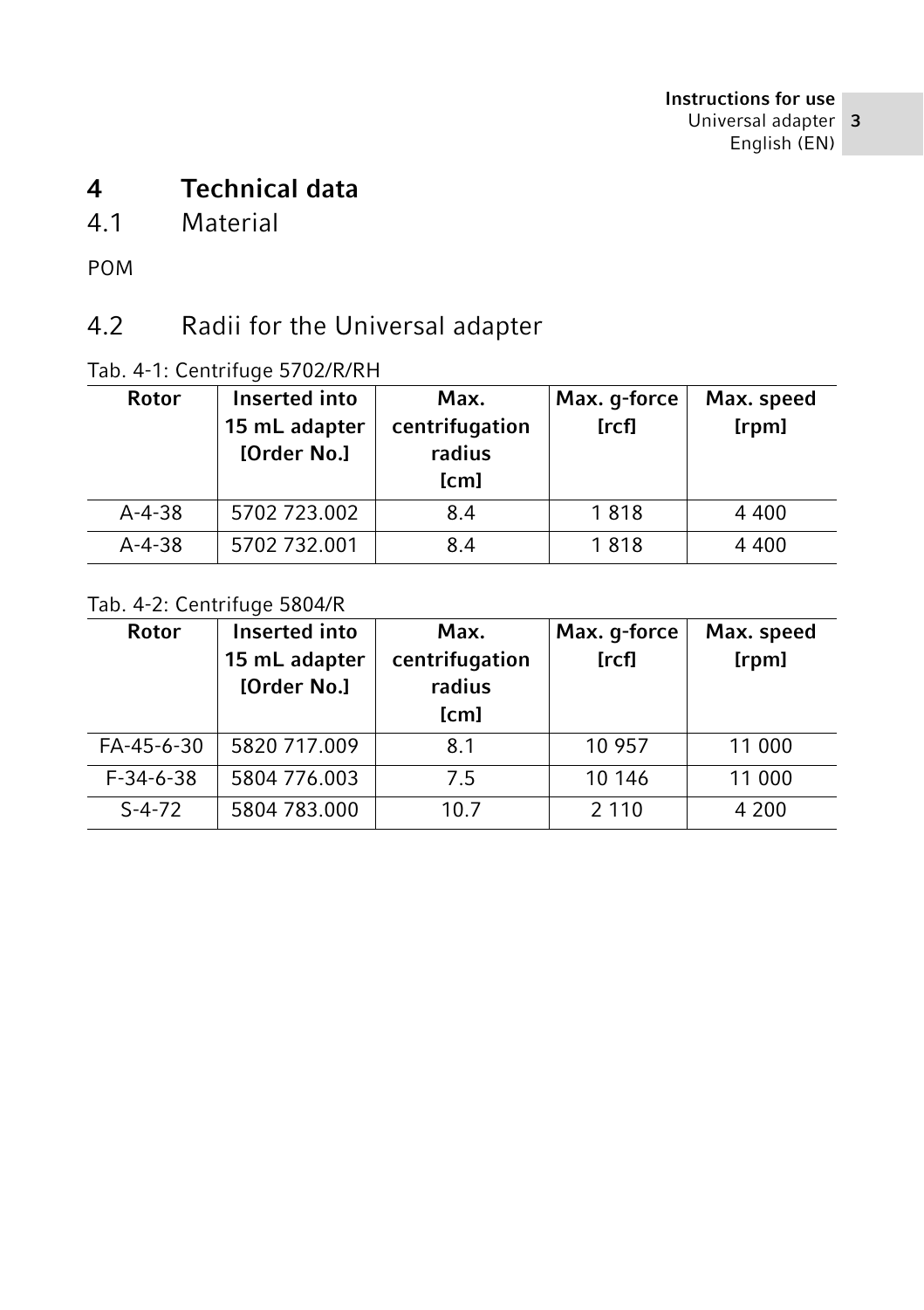# 4 Technical data

## 4.1 Material

POM

## 4.2 Radii for the Universal adapter

Tab. 4-1: Centrifuge 5702/R/RH

| Rotor | Inserted into 15 mL adapter [Order No.] | Max. centrifugation radius [cm] | Max. g-force [rcf] | Max. speed [rpm] |
|---|---|---|---|---|
| A-4-38 | 5702 723.002 | 8.4 | 1 818 | 4 400 |
| A-4-38 | 5702 732.001 | 8.4 | 1 818 | 4 400 |

Tab. 4-2: Centrifuge 5804/R

| Rotor | Inserted into 15 mL adapter [Order No.] | Max. centrifugation radius [cm] | Max. g-force [rcf] | Max. speed [rpm] |
|---|---|---|---|---|
| FA-45-6-30 | 5820 717.009 | 8.1 | 10 957 | 11 000 |
| F-34-6-38 | 5804 776.003 | 7.5 | 10 146 | 11 000 |
| S-4-72 | 5804 783.000 | 10.7 | 2 110 | 4 200 |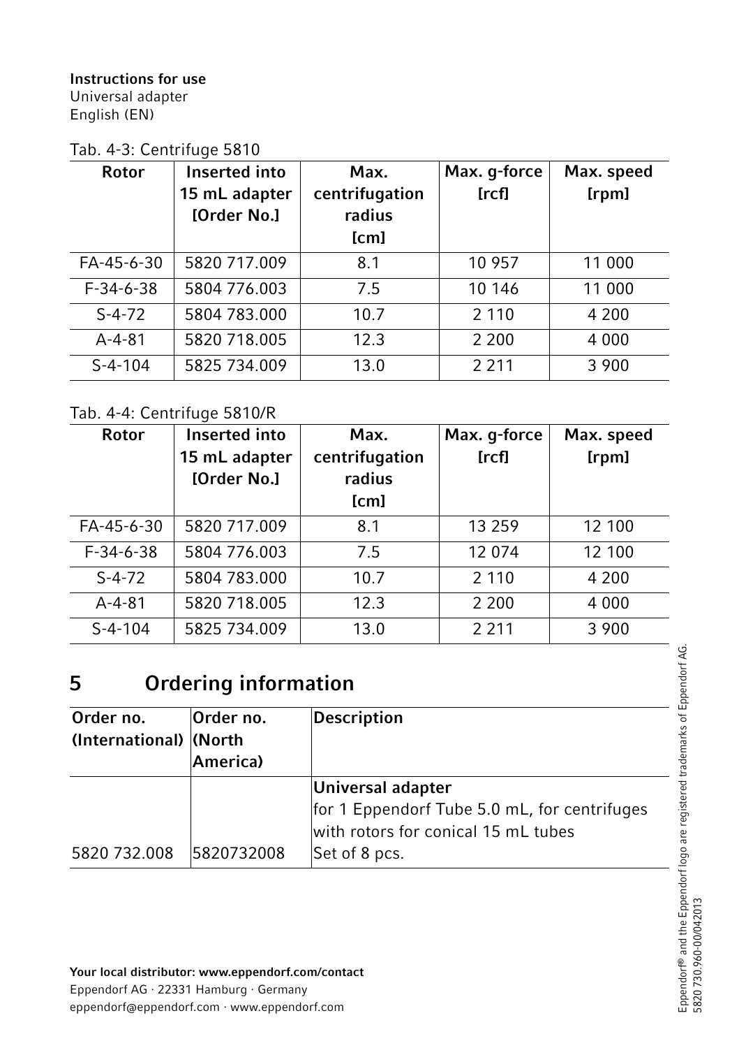Instructions for use
Universal adapter
English (EN)

Tab. 4-3: Centrifuge 5810

| Rotor | Inserted into 15 mL adapter [Order No.] | Max. centrifugation radius [cm] | Max. g-force [rcf] | Max. speed [rpm] |
|---|---|---|---|---|
| FA-45-6-30 | 5820 717.009 | 8.1 | 10 957 | 11 000 |
| F-34-6-38 | 5804 776.003 | 7.5 | 10 146 | 11 000 |
| S-4-72 | 5804 783.000 | 10.7 | 2 110 | 4 200 |
| A-4-81 | 5820 718.005 | 12.3 | 2 200 | 4 000 |
| S-4-104 | 5825 734.009 | 13.0 | 2 211 | 3 900 |

Tab. 4-4: Centrifuge 5810/R

| Rotor | Inserted into 15 mL adapter [Order No.] | Max. centrifugation radius [cm] | Max. g-force [rcf] | Max. speed [rpm] |
|---|---|---|---|---|
| FA-45-6-30 | 5820 717.009 | 8.1 | 13 259 | 12 100 |
| F-34-6-38 | 5804 776.003 | 7.5 | 12 074 | 12 100 |
| S-4-72 | 5804 783.000 | 10.7 | 2 110 | 4 200 |
| A-4-81 | 5820 718.005 | 12.3 | 2 200 | 4 000 |
| S-4-104 | 5825 734.009 | 13.0 | 2 211 | 3 900 |

# 5 Ordering information

| Order no. (International) | Order no. (North America) | Description |
|---|---|---|
| 5820 732.008 | 5820732008 | **Universal adapter** for 1 Eppendorf Tube 5.0 mL, for centrifuges with rotors for conical 15 mL tubes Set of 8 pcs. |

**Your local distributor: www.eppendorf.com/contact**
Eppendorf AG · 22331 Hamburg · Germany
eppendorf@eppendorf.com · www.eppendorf.com

Eppendorf® and the Eppendorf logo are registered trademarks of Eppendorf AG.
5820 730.960-00/042013